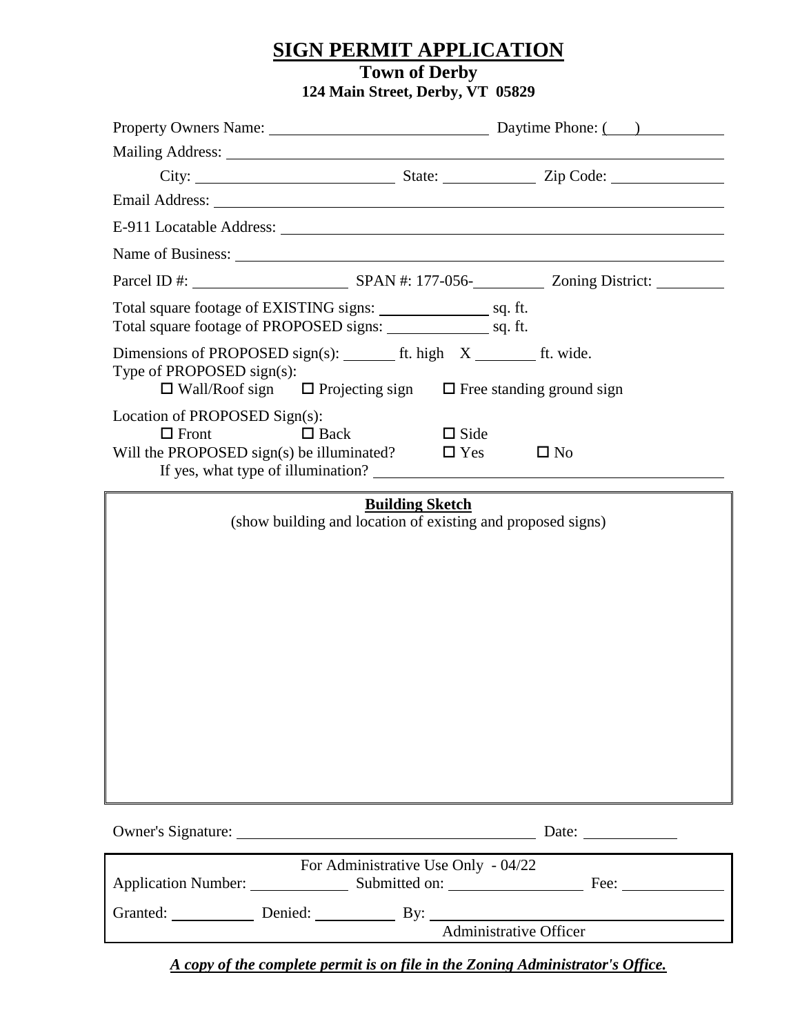# SIGN PERMIT APPLICATION

**Town of Derby**
**124 Main Street, Derby, VT 05829**

Property Owners Name: ____________________________ Daytime Phone: (\_\_\_) ____________

Mailing Address: ____________________________________________________________

City: __________________________ State: ____________ Zip Code: _______________

Email Address: ______________________________________________________________

E-911 Locatable Address: _______________________________________________________

Name of Business: ___________________________________________________________

Parcel ID #: ____________________ SPAN #: 177-056-__________ Zoning District: _________

Total square footage of EXISTING signs: _______________ sq. ft.
Total square footage of PROPOSED signs: ______________ sq. ft.

Dimensions of PROPOSED sign(s): _______ ft. high X ________ ft. wide.
Type of PROPOSED sign(s):
☐ Wall/Roof sign ☐ Projecting sign ☐ Free standing ground sign

Location of PROPOSED Sign(s):
☐ Front ☐ Back ☐ Side
Will the PROPOSED sign(s) be illuminated? ☐ Yes ☐ No
If yes, what type of illumination? ____________________________________________

**Building Sketch**
(show building and location of existing and proposed signs)

Owner's Signature: ________________________________________ Date: ____________

For Administrative Use Only - 04/22

Application Number: _____________ Submitted on: __________________ Fee: _____________

Granted: ___________ Denied: ___________ By: ______________________________________
Administrative Officer

***A copy of the complete permit is on file in the Zoning Administrator's Office.***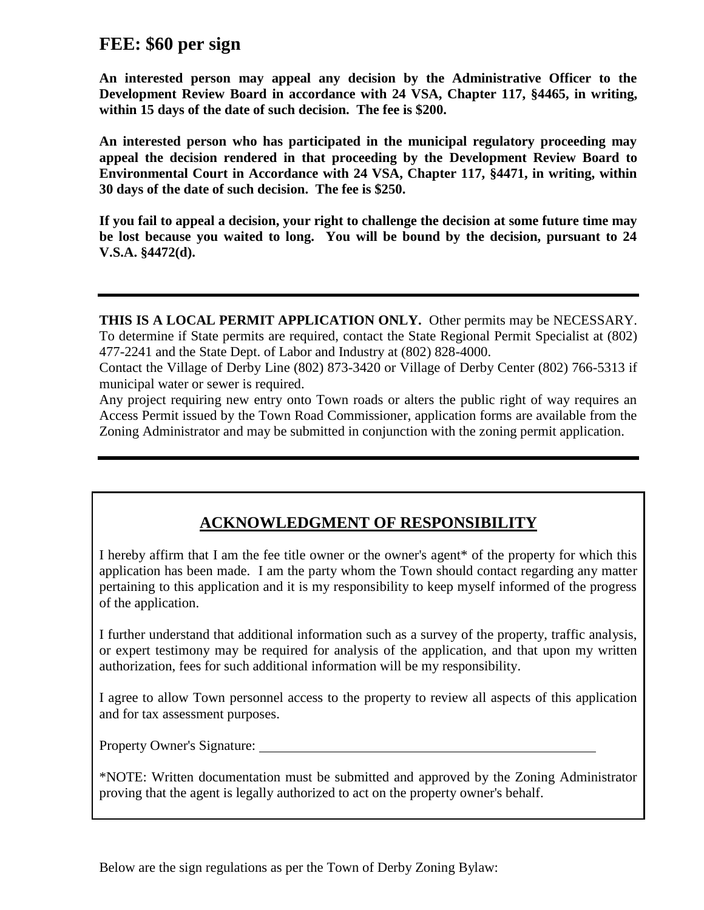## FEE: $60 per sign

**An interested person may appeal any decision by the Administrative Officer to the Development Review Board in accordance with 24 VSA, Chapter 117, §4465, in writing, within 15 days of the date of such decision. The fee is $200.**

**An interested person who has participated in the municipal regulatory proceeding may appeal the decision rendered in that proceeding by the Development Review Board to Environmental Court in Accordance with 24 VSA, Chapter 117, §4471, in writing, within 30 days of the date of such decision. The fee is $250.**

**If you fail to appeal a decision, your right to challenge the decision at some future time may be lost because you waited to long. You will be bound by the decision, pursuant to 24 V.S.A. §4472(d).**

---

**THIS IS A LOCAL PERMIT APPLICATION ONLY.** Other permits may be NECESSARY. To determine if State permits are required, contact the State Regional Permit Specialist at (802) 477-2241 and the State Dept. of Labor and Industry at (802) 828-4000.

Contact the Village of Derby Line (802) 873-3420 or Village of Derby Center (802) 766-5313 if municipal water or sewer is required.

Any project requiring new entry onto Town roads or alters the public right of way requires an Access Permit issued by the Town Road Commissioner, application forms are available from the Zoning Administrator and may be submitted in conjunction with the zoning permit application.

---

## ACKNOWLEDGMENT OF RESPONSIBILITY

I hereby affirm that I am the fee title owner or the owner's agent* of the property for which this application has been made. I am the party whom the Town should contact regarding any matter pertaining to this application and it is my responsibility to keep myself informed of the progress of the application.

I further understand that additional information such as a survey of the property, traffic analysis, or expert testimony may be required for analysis of the application, and that upon my written authorization, fees for such additional information will be my responsibility.

I agree to allow Town personnel access to the property to review all aspects of this application and for tax assessment purposes.

Property Owner's Signature: ____________________________________________

*NOTE: Written documentation must be submitted and approved by the Zoning Administrator proving that the agent is legally authorized to act on the property owner's behalf.

Below are the sign regulations as per the Town of Derby Zoning Bylaw: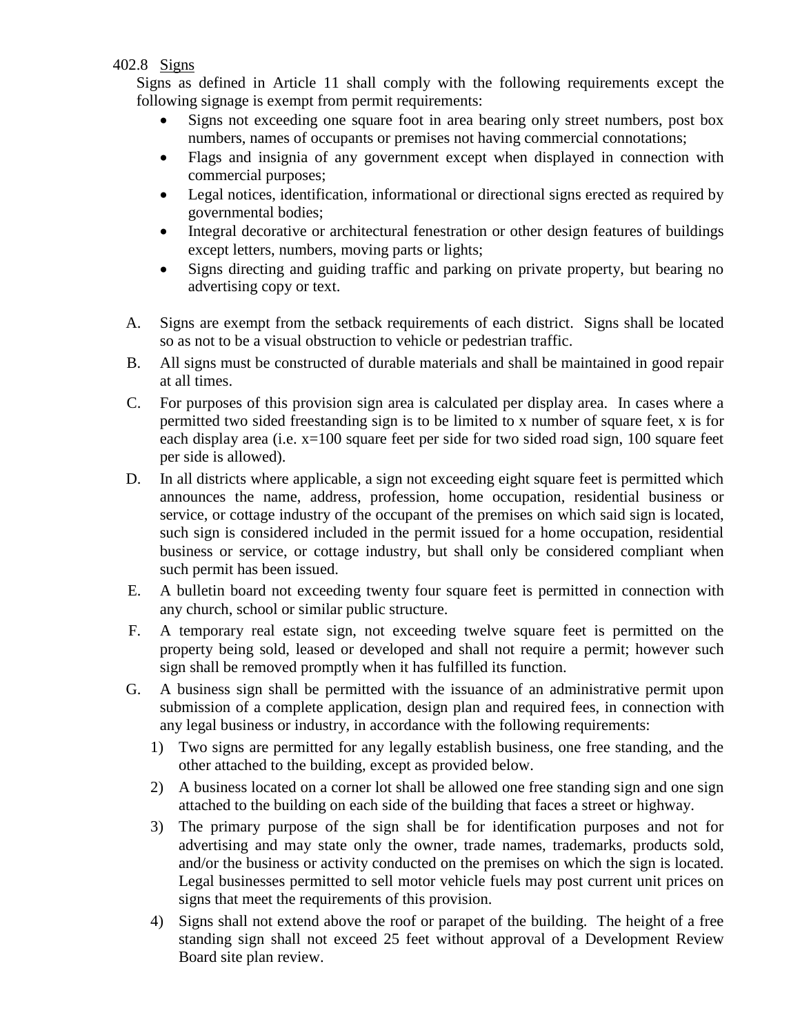402.8 <u>Signs</u>

Signs as defined in Article 11 shall comply with the following requirements except the following signage is exempt from permit requirements:

- Signs not exceeding one square foot in area bearing only street numbers, post box numbers, names of occupants or premises not having commercial connotations;
- Flags and insignia of any government except when displayed in connection with commercial purposes;
- Legal notices, identification, informational or directional signs erected as required by governmental bodies;
- Integral decorative or architectural fenestration or other design features of buildings except letters, numbers, moving parts or lights;
- Signs directing and guiding traffic and parking on private property, but bearing no advertising copy or text.

A. Signs are exempt from the setback requirements of each district. Signs shall be located so as not to be a visual obstruction to vehicle or pedestrian traffic.

B. All signs must be constructed of durable materials and shall be maintained in good repair at all times.

C. For purposes of this provision sign area is calculated per display area. In cases where a permitted two sided freestanding sign is to be limited to x number of square feet, x is for each display area (i.e. x=100 square feet per side for two sided road sign, 100 square feet per side is allowed).

D. In all districts where applicable, a sign not exceeding eight square feet is permitted which announces the name, address, profession, home occupation, residential business or service, or cottage industry of the occupant of the premises on which said sign is located, such sign is considered included in the permit issued for a home occupation, residential business or service, or cottage industry, but shall only be considered compliant when such permit has been issued.

E. A bulletin board not exceeding twenty four square feet is permitted in connection with any church, school or similar public structure.

F. A temporary real estate sign, not exceeding twelve square feet is permitted on the property being sold, leased or developed and shall not require a permit; however such sign shall be removed promptly when it has fulfilled its function.

G. A business sign shall be permitted with the issuance of an administrative permit upon submission of a complete application, design plan and required fees, in connection with any legal business or industry, in accordance with the following requirements:

1) Two signs are permitted for any legally establish business, one free standing, and the other attached to the building, except as provided below.

2) A business located on a corner lot shall be allowed one free standing sign and one sign attached to the building on each side of the building that faces a street or highway.

3) The primary purpose of the sign shall be for identification purposes and not for advertising and may state only the owner, trade names, trademarks, products sold, and/or the business or activity conducted on the premises on which the sign is located. Legal businesses permitted to sell motor vehicle fuels may post current unit prices on signs that meet the requirements of this provision.

4) Signs shall not extend above the roof or parapet of the building. The height of a free standing sign shall not exceed 25 feet without approval of a Development Review Board site plan review.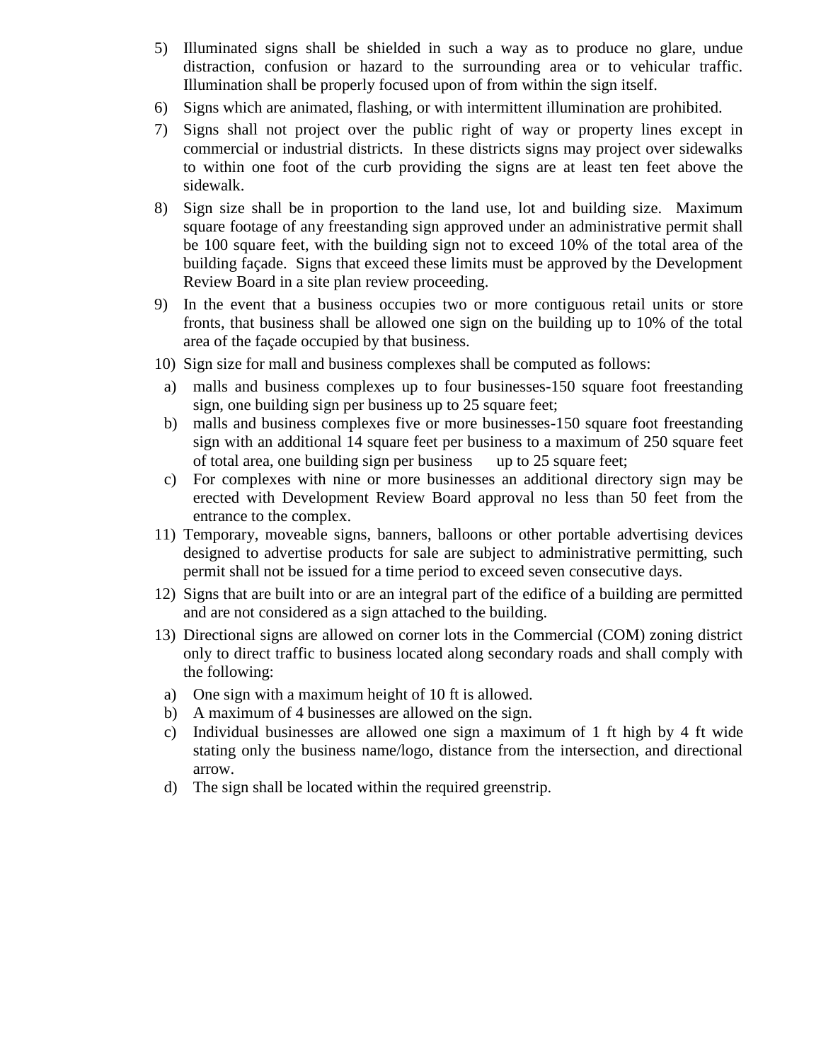5) Illuminated signs shall be shielded in such a way as to produce no glare, undue distraction, confusion or hazard to the surrounding area or to vehicular traffic. Illumination shall be properly focused upon of from within the sign itself.

6) Signs which are animated, flashing, or with intermittent illumination are prohibited.

7) Signs shall not project over the public right of way or property lines except in commercial or industrial districts. In these districts signs may project over sidewalks to within one foot of the curb providing the signs are at least ten feet above the sidewalk.

8) Sign size shall be in proportion to the land use, lot and building size. Maximum square footage of any freestanding sign approved under an administrative permit shall be 100 square feet, with the building sign not to exceed 10% of the total area of the building façade. Signs that exceed these limits must be approved by the Development Review Board in a site plan review proceeding.

9) In the event that a business occupies two or more contiguous retail units or store fronts, that business shall be allowed one sign on the building up to 10% of the total area of the façade occupied by that business.

10) Sign size for mall and business complexes shall be computed as follows:

   a) malls and business complexes up to four businesses-150 square foot freestanding sign, one building sign per business up to 25 square feet;

   b) malls and business complexes five or more businesses-150 square foot freestanding sign with an additional 14 square feet per business to a maximum of 250 square feet of total area, one building sign per business up to 25 square feet;

   c) For complexes with nine or more businesses an additional directory sign may be erected with Development Review Board approval no less than 50 feet from the entrance to the complex.

11) Temporary, moveable signs, banners, balloons or other portable advertising devices designed to advertise products for sale are subject to administrative permitting, such permit shall not be issued for a time period to exceed seven consecutive days.

12) Signs that are built into or are an integral part of the edifice of a building are permitted and are not considered as a sign attached to the building.

13) Directional signs are allowed on corner lots in the Commercial (COM) zoning district only to direct traffic to business located along secondary roads and shall comply with the following:

   a) One sign with a maximum height of 10 ft is allowed.

   b) A maximum of 4 businesses are allowed on the sign.

   c) Individual businesses are allowed one sign a maximum of 1 ft high by 4 ft wide stating only the business name/logo, distance from the intersection, and directional arrow.

   d) The sign shall be located within the required greenstrip.